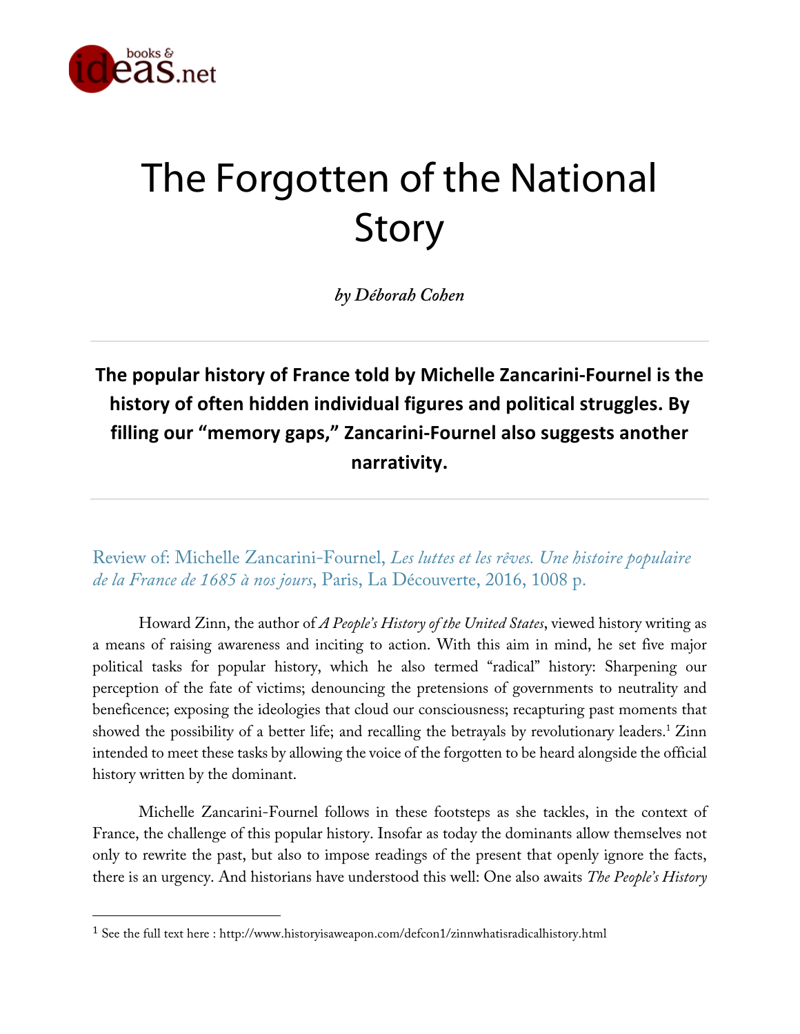# The Forgotten of the National Story

*by Déborah Cohen*

**The popular history of France told by Michelle Zancarini-Fournel is the history of often hidden individual figures and political struggles. By filling our "memory gaps," Zancarini-Fournel also suggests another narrativity.**

Review of: Michelle Zancarini-Fournel, *Les luttes et les rêves. Une histoire populaire de la France de 1685 à nos jours*, Paris, La Découverte, 2016, 1008 p.

Howard Zinn, the author of *A People's History of the United States*, viewed history writing as a means of raising awareness and inciting to action. With this aim in mind, he set five major political tasks for popular history, which he also termed "radical" history: Sharpening our perception of the fate of victims; denouncing the pretensions of governments to neutrality and beneficence; exposing the ideologies that cloud our consciousness; recapturing past moments that showed the possibility of a better life; and recalling the betrayals by revolutionary leaders.[1] Zinn intended to meet these tasks by allowing the voice of the forgotten to be heard alongside the official history written by the dominant.

Michelle Zancarini-Fournel follows in these footsteps as she tackles, in the context of France, the challenge of this popular history. Insofar as today the dominants allow themselves not only to rewrite the past, but also to impose readings of the present that openly ignore the facts, there is an urgency. And historians have understood this well: One also awaits *The People's History*

[1] See the full text here : http://www.historyisaweapon.com/defcon1/zinnwhatisradicalhistory.html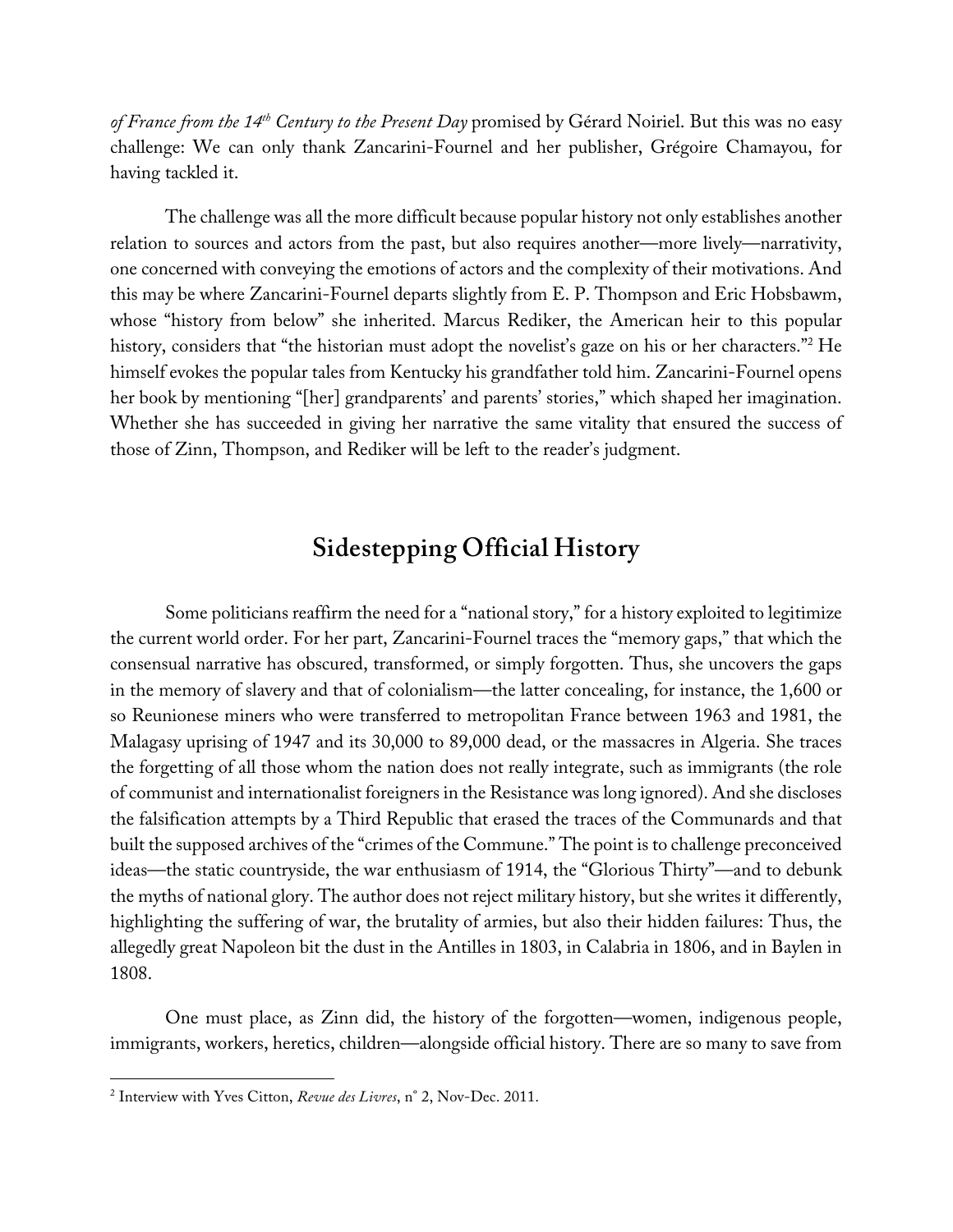*of France from the 14th Century to the Present Day* promised by Gérard Noiriel. But this was no easy challenge: We can only thank Zancarini-Fournel and her publisher, Grégoire Chamayou, for having tackled it.

The challenge was all the more difficult because popular history not only establishes another relation to sources and actors from the past, but also requires another—more lively—narrativity, one concerned with conveying the emotions of actors and the complexity of their motivations. And this may be where Zancarini-Fournel departs slightly from E. P. Thompson and Eric Hobsbawm, whose "history from below" she inherited. Marcus Rediker, the American heir to this popular history, considers that "the historian must adopt the novelist's gaze on his or her characters."[2] He himself evokes the popular tales from Kentucky his grandfather told him. Zancarini-Fournel opens her book by mentioning "[her] grandparents' and parents' stories," which shaped her imagination. Whether she has succeeded in giving her narrative the same vitality that ensured the success of those of Zinn, Thompson, and Rediker will be left to the reader's judgment.

## Sidestepping Official History

Some politicians reaffirm the need for a "national story," for a history exploited to legitimize the current world order. For her part, Zancarini-Fournel traces the "memory gaps," that which the consensual narrative has obscured, transformed, or simply forgotten. Thus, she uncovers the gaps in the memory of slavery and that of colonialism—the latter concealing, for instance, the 1,600 or so Reunionese miners who were transferred to metropolitan France between 1963 and 1981, the Malagasy uprising of 1947 and its 30,000 to 89,000 dead, or the massacres in Algeria. She traces the forgetting of all those whom the nation does not really integrate, such as immigrants (the role of communist and internationalist foreigners in the Resistance was long ignored). And she discloses the falsification attempts by a Third Republic that erased the traces of the Communards and that built the supposed archives of the "crimes of the Commune." The point is to challenge preconceived ideas—the static countryside, the war enthusiasm of 1914, the "Glorious Thirty"—and to debunk the myths of national glory. The author does not reject military history, but she writes it differently, highlighting the suffering of war, the brutality of armies, but also their hidden failures: Thus, the allegedly great Napoleon bit the dust in the Antilles in 1803, in Calabria in 1806, and in Baylen in 1808.

One must place, as Zinn did, the history of the forgotten—women, indigenous people, immigrants, workers, heretics, children—alongside official history. There are so many to save from

---

[2] Interview with Yves Citton, *Revue des Livres*, n° 2, Nov-Dec. 2011.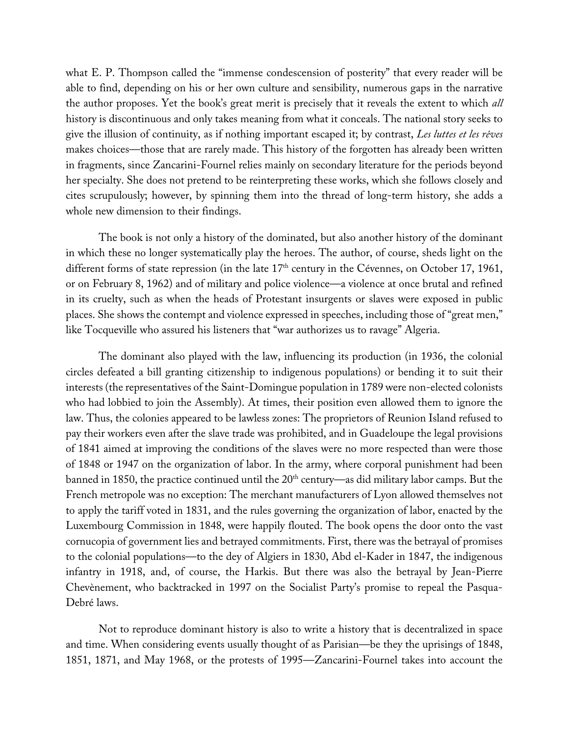what E. P. Thompson called the "immense condescension of posterity" that every reader will be able to find, depending on his or her own culture and sensibility, numerous gaps in the narrative the author proposes. Yet the book's great merit is precisely that it reveals the extent to which *all* history is discontinuous and only takes meaning from what it conceals. The national story seeks to give the illusion of continuity, as if nothing important escaped it; by contrast, *Les luttes et les rêves* makes choices—those that are rarely made. This history of the forgotten has already been written in fragments, since Zancarini-Fournel relies mainly on secondary literature for the periods beyond her specialty. She does not pretend to be reinterpreting these works, which she follows closely and cites scrupulously; however, by spinning them into the thread of long-term history, she adds a whole new dimension to their findings.

The book is not only a history of the dominated, but also another history of the dominant in which these no longer systematically play the heroes. The author, of course, sheds light on the different forms of state repression (in the late 17th century in the Cévennes, on October 17, 1961, or on February 8, 1962) and of military and police violence—a violence at once brutal and refined in its cruelty, such as when the heads of Protestant insurgents or slaves were exposed in public places. She shows the contempt and violence expressed in speeches, including those of "great men," like Tocqueville who assured his listeners that "war authorizes us to ravage" Algeria.

The dominant also played with the law, influencing its production (in 1936, the colonial circles defeated a bill granting citizenship to indigenous populations) or bending it to suit their interests (the representatives of the Saint-Domingue population in 1789 were non-elected colonists who had lobbied to join the Assembly). At times, their position even allowed them to ignore the law. Thus, the colonies appeared to be lawless zones: The proprietors of Reunion Island refused to pay their workers even after the slave trade was prohibited, and in Guadeloupe the legal provisions of 1841 aimed at improving the conditions of the slaves were no more respected than were those of 1848 or 1947 on the organization of labor. In the army, where corporal punishment had been banned in 1850, the practice continued until the 20th century—as did military labor camps. But the French metropole was no exception: The merchant manufacturers of Lyon allowed themselves not to apply the tariff voted in 1831, and the rules governing the organization of labor, enacted by the Luxembourg Commission in 1848, were happily flouted. The book opens the door onto the vast cornucopia of government lies and betrayed commitments. First, there was the betrayal of promises to the colonial populations—to the dey of Algiers in 1830, Abd el-Kader in 1847, the indigenous infantry in 1918, and, of course, the Harkis. But there was also the betrayal by Jean-Pierre Chevènement, who backtracked in 1997 on the Socialist Party's promise to repeal the Pasqua-Debré laws.

Not to reproduce dominant history is also to write a history that is decentralized in space and time. When considering events usually thought of as Parisian—be they the uprisings of 1848, 1851, 1871, and May 1968, or the protests of 1995—Zancarini-Fournel takes into account the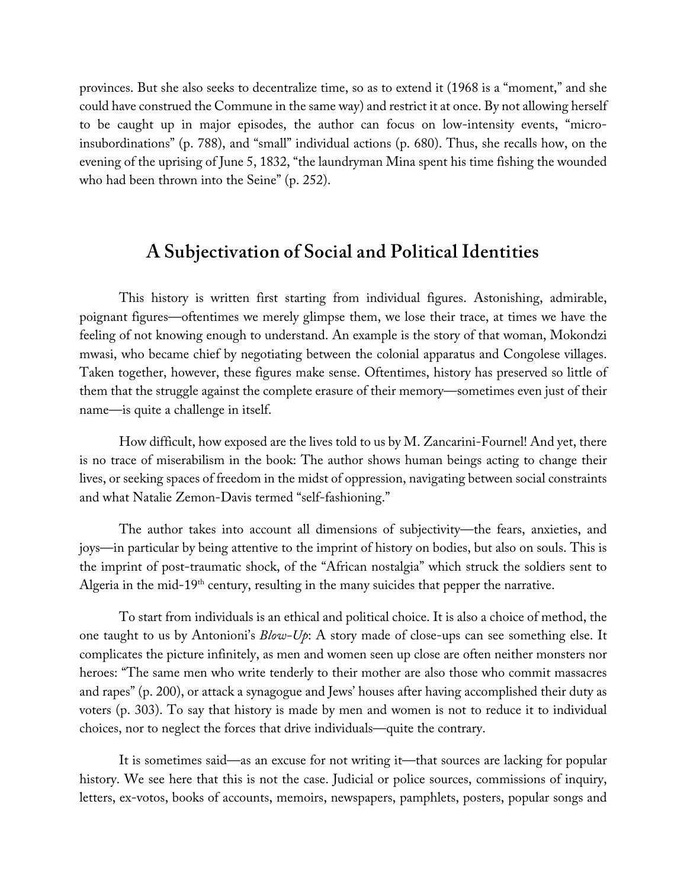provinces. But she also seeks to decentralize time, so as to extend it (1968 is a "moment," and she could have construed the Commune in the same way) and restrict it at once. By not allowing herself to be caught up in major episodes, the author can focus on low-intensity events, "micro-insubordinations" (p. 788), and "small" individual actions (p. 680). Thus, she recalls how, on the evening of the uprising of June 5, 1832, "the laundryman Mina spent his time fishing the wounded who had been thrown into the Seine" (p. 252).

## A Subjectivation of Social and Political Identities

This history is written first starting from individual figures. Astonishing, admirable, poignant figures—oftentimes we merely glimpse them, we lose their trace, at times we have the feeling of not knowing enough to understand. An example is the story of that woman, Mokondzi mwasi, who became chief by negotiating between the colonial apparatus and Congolese villages. Taken together, however, these figures make sense. Oftentimes, history has preserved so little of them that the struggle against the complete erasure of their memory—sometimes even just of their name—is quite a challenge in itself.

How difficult, how exposed are the lives told to us by M. Zancarini-Fournel! And yet, there is no trace of miserabilism in the book: The author shows human beings acting to change their lives, or seeking spaces of freedom in the midst of oppression, navigating between social constraints and what Natalie Zemon-Davis termed "self-fashioning."

The author takes into account all dimensions of subjectivity—the fears, anxieties, and joys—in particular by being attentive to the imprint of history on bodies, but also on souls. This is the imprint of post-traumatic shock, of the "African nostalgia" which struck the soldiers sent to Algeria in the mid-19th century, resulting in the many suicides that pepper the narrative.

To start from individuals is an ethical and political choice. It is also a choice of method, the one taught to us by Antonioni's *Blow-Up*: A story made of close-ups can see something else. It complicates the picture infinitely, as men and women seen up close are often neither monsters nor heroes: "The same men who write tenderly to their mother are also those who commit massacres and rapes" (p. 200), or attack a synagogue and Jews' houses after having accomplished their duty as voters (p. 303). To say that history is made by men and women is not to reduce it to individual choices, nor to neglect the forces that drive individuals—quite the contrary.

It is sometimes said—as an excuse for not writing it—that sources are lacking for popular history. We see here that this is not the case. Judicial or police sources, commissions of inquiry, letters, ex-votos, books of accounts, memoirs, newspapers, pamphlets, posters, popular songs and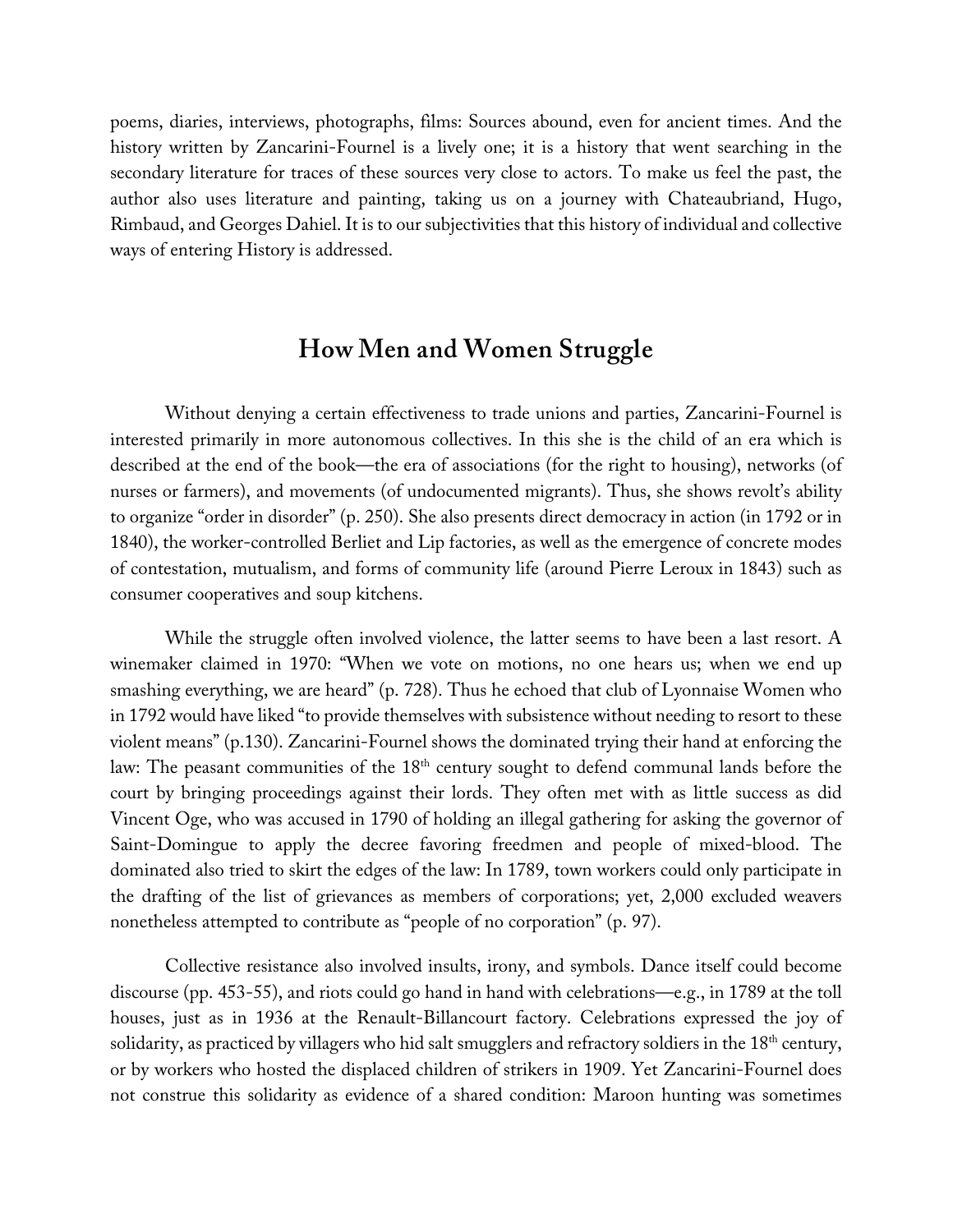poems, diaries, interviews, photographs, films: Sources abound, even for ancient times. And the history written by Zancarini-Fournel is a lively one; it is a history that went searching in the secondary literature for traces of these sources very close to actors. To make us feel the past, the author also uses literature and painting, taking us on a journey with Chateaubriand, Hugo, Rimbaud, and Georges Dahiel. It is to our subjectivities that this history of individual and collective ways of entering History is addressed.

## How Men and Women Struggle

Without denying a certain effectiveness to trade unions and parties, Zancarini-Fournel is interested primarily in more autonomous collectives. In this she is the child of an era which is described at the end of the book—the era of associations (for the right to housing), networks (of nurses or farmers), and movements (of undocumented migrants). Thus, she shows revolt's ability to organize "order in disorder" (p. 250). She also presents direct democracy in action (in 1792 or in 1840), the worker-controlled Berliet and Lip factories, as well as the emergence of concrete modes of contestation, mutualism, and forms of community life (around Pierre Leroux in 1843) such as consumer cooperatives and soup kitchens.

While the struggle often involved violence, the latter seems to have been a last resort. A winemaker claimed in 1970: "When we vote on motions, no one hears us; when we end up smashing everything, we are heard" (p. 728). Thus he echoed that club of Lyonnaise Women who in 1792 would have liked "to provide themselves with subsistence without needing to resort to these violent means" (p.130). Zancarini-Fournel shows the dominated trying their hand at enforcing the law: The peasant communities of the 18th century sought to defend communal lands before the court by bringing proceedings against their lords. They often met with as little success as did Vincent Oge, who was accused in 1790 of holding an illegal gathering for asking the governor of Saint-Domingue to apply the decree favoring freedmen and people of mixed-blood. The dominated also tried to skirt the edges of the law: In 1789, town workers could only participate in the drafting of the list of grievances as members of corporations; yet, 2,000 excluded weavers nonetheless attempted to contribute as "people of no corporation" (p. 97).

Collective resistance also involved insults, irony, and symbols. Dance itself could become discourse (pp. 453-55), and riots could go hand in hand with celebrations—e.g., in 1789 at the toll houses, just as in 1936 at the Renault-Billancourt factory. Celebrations expressed the joy of solidarity, as practiced by villagers who hid salt smugglers and refractory soldiers in the 18th century, or by workers who hosted the displaced children of strikers in 1909. Yet Zancarini-Fournel does not construe this solidarity as evidence of a shared condition: Maroon hunting was sometimes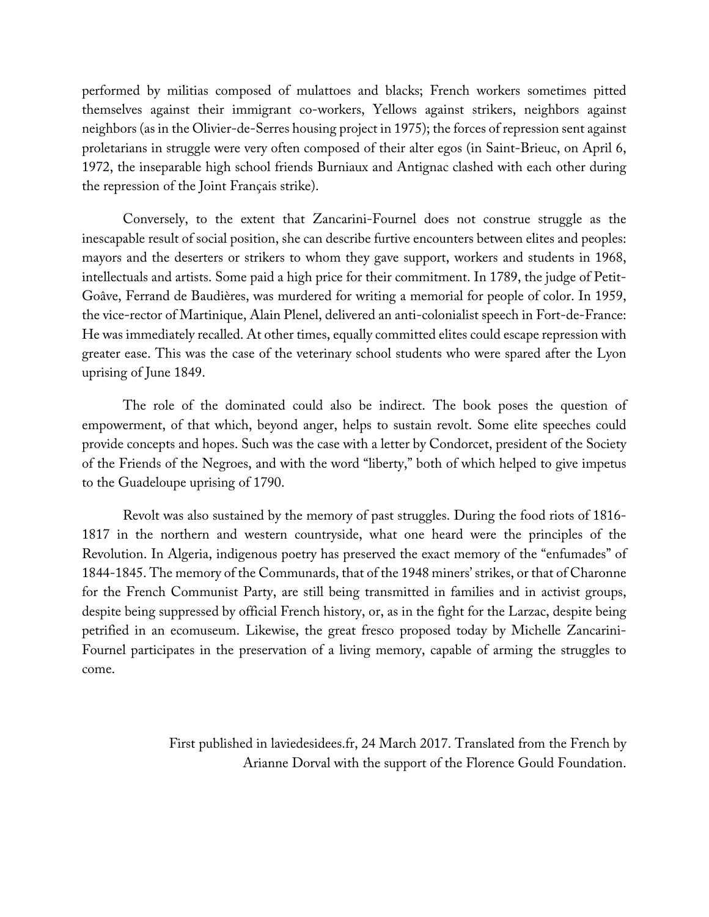performed by militias composed of mulattoes and blacks; French workers sometimes pitted themselves against their immigrant co-workers, Yellows against strikers, neighbors against neighbors (as in the Olivier-de-Serres housing project in 1975); the forces of repression sent against proletarians in struggle were very often composed of their alter egos (in Saint-Brieuc, on April 6, 1972, the inseparable high school friends Burniaux and Antignac clashed with each other during the repression of the Joint Français strike).

Conversely, to the extent that Zancarini-Fournel does not construe struggle as the inescapable result of social position, she can describe furtive encounters between elites and peoples: mayors and the deserters or strikers to whom they gave support, workers and students in 1968, intellectuals and artists. Some paid a high price for their commitment. In 1789, the judge of Petit-Goâve, Ferrand de Baudières, was murdered for writing a memorial for people of color. In 1959, the vice-rector of Martinique, Alain Plenel, delivered an anti-colonialist speech in Fort-de-France: He was immediately recalled. At other times, equally committed elites could escape repression with greater ease. This was the case of the veterinary school students who were spared after the Lyon uprising of June 1849.

The role of the dominated could also be indirect. The book poses the question of empowerment, of that which, beyond anger, helps to sustain revolt. Some elite speeches could provide concepts and hopes. Such was the case with a letter by Condorcet, president of the Society of the Friends of the Negroes, and with the word "liberty," both of which helped to give impetus to the Guadeloupe uprising of 1790.

Revolt was also sustained by the memory of past struggles. During the food riots of 1816-1817 in the northern and western countryside, what one heard were the principles of the Revolution. In Algeria, indigenous poetry has preserved the exact memory of the "enfumades" of 1844-1845. The memory of the Communards, that of the 1948 miners' strikes, or that of Charonne for the French Communist Party, are still being transmitted in families and in activist groups, despite being suppressed by official French history, or, as in the fight for the Larzac, despite being petrified in an ecomuseum. Likewise, the great fresco proposed today by Michelle Zancarini-Fournel participates in the preservation of a living memory, capable of arming the struggles to come.

First published in laviedesidees.fr, 24 March 2017. Translated from the French by Arianne Dorval with the support of the Florence Gould Foundation.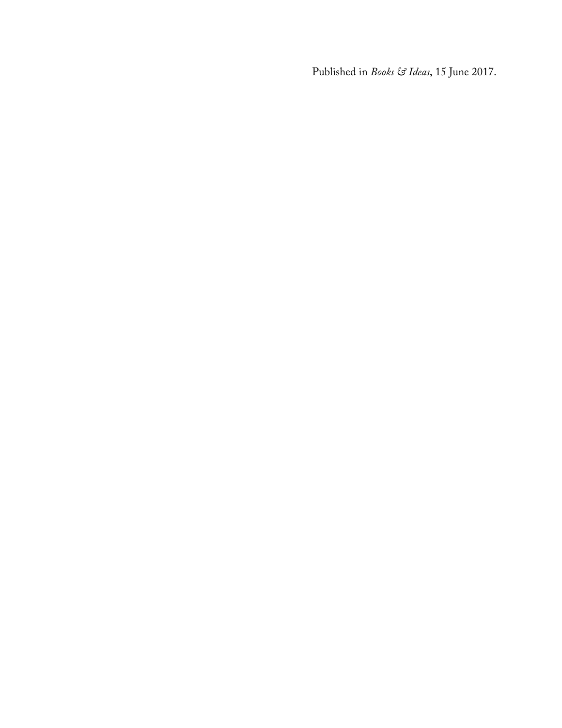Published in *Books & Ideas*, 15 June 2017.